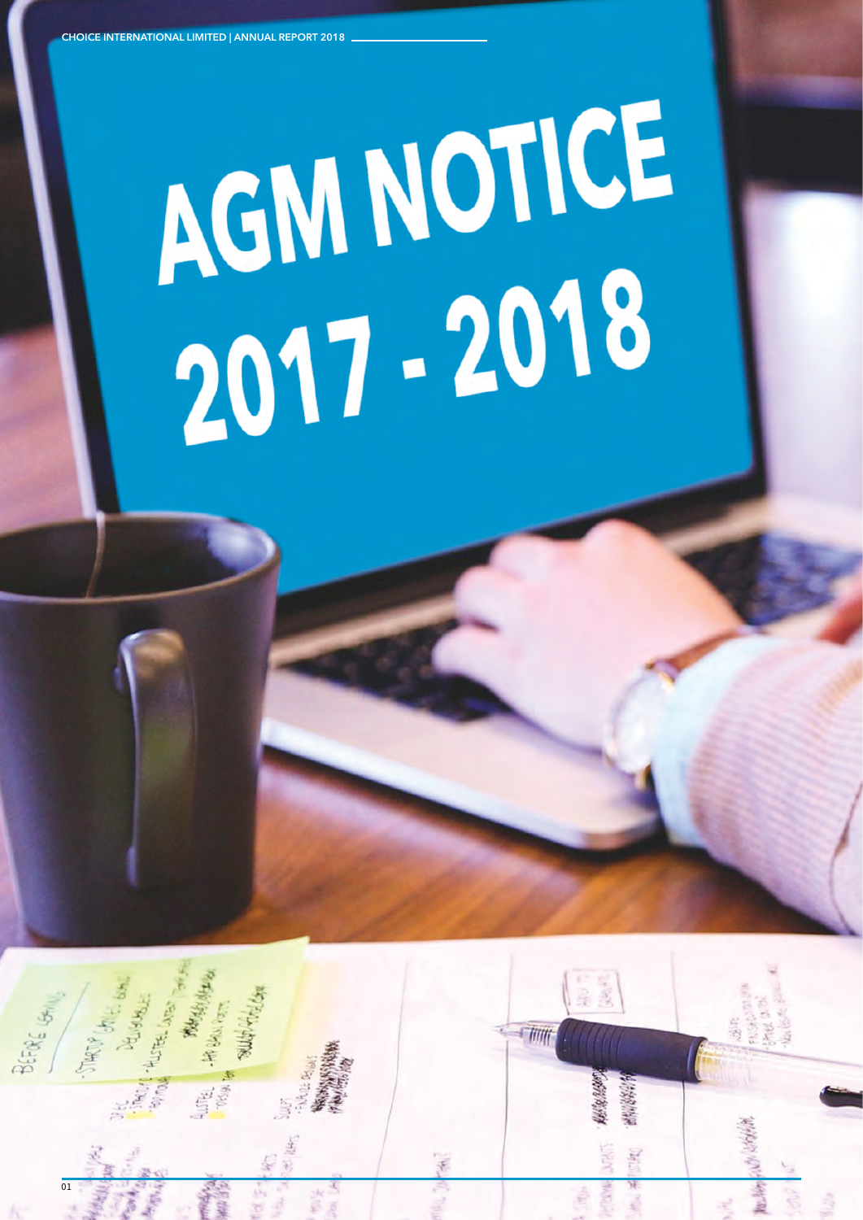# AGM NOTICE 2017 - 2018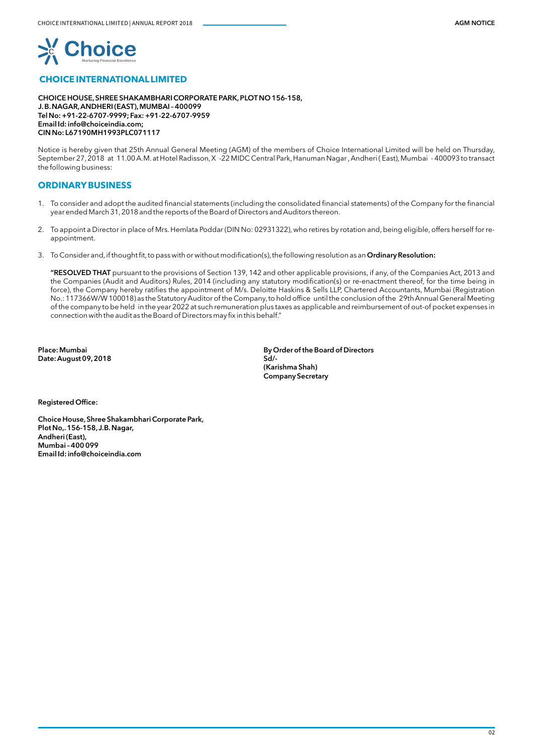# CHOICE INTERNATIONAL LIMITED

**CHOICE HOUSE, SHREE SHAKAMBHARI CORPORATE PARK, PLOT NO 156-158,**
**J. B. NAGAR, ANDHERI (EAST), MUMBAI – 400099**
**Tel No: +91-22-6707-9999; Fax: +91-22-6707-9959**
**Email Id: info@choiceindia.com;**
**CIN No: L67190MH1993PLC071117**

Notice is hereby given that 25th Annual General Meeting (AGM) of the members of Choice International Limited will be held on Thursday, September 27, 2018 at 11.00 A.M. at Hotel Radisson, X -22 MIDC Central Park, Hanuman Nagar , Andheri ( East), Mumbai - 400093 to transact the following business:

## ORDINARY BUSINESS

1. To consider and adopt the audited financial statements (including the consolidated financial statements) of the Company for the financial year ended March 31, 2018 and the reports of the Board of Directors and Auditors thereon.

2. To appoint a Director in place of Mrs. Hemlata Poddar (DIN No: 02931322), who retires by rotation and, being eligible, offers herself for re-appointment.

3. To Consider and, if thought fit, to pass with or without modification(s), the following resolution as an **Ordinary Resolution:**

   **"RESOLVED THAT** pursuant to the provisions of Section 139, 142 and other applicable provisions, if any, of the Companies Act, 2013 and the Companies (Audit and Auditors) Rules, 2014 (including any statutory modification(s) or re-enactment thereof, for the time being in force), the Company hereby ratifies the appointment of M/s. Deloitte Haskins & Sells LLP, Chartered Accountants, Mumbai (Registration No.: 117366W/W 100018) as the Statutory Auditor of the Company, to hold office until the conclusion of the 29th Annual General Meeting of the company to be held in the year 2022 at such remuneration plus taxes as applicable and reimbursement of out-of pocket expenses in connection with the audit as the Board of Directors may fix in this behalf."

**Place: Mumbai**
**Date: August 09, 2018**

**By Order of the Board of Directors**
**Sd/-**
**(Karishma Shah)**
**Company Secretary**

**Registered Office:**

**Choice House, Shree Shakambhari Corporate Park,**
**Plot No,. 156-158, J.B. Nagar,**
**Andheri (East),**
**Mumbai – 400 099**
**Email Id: info@choiceindia.com**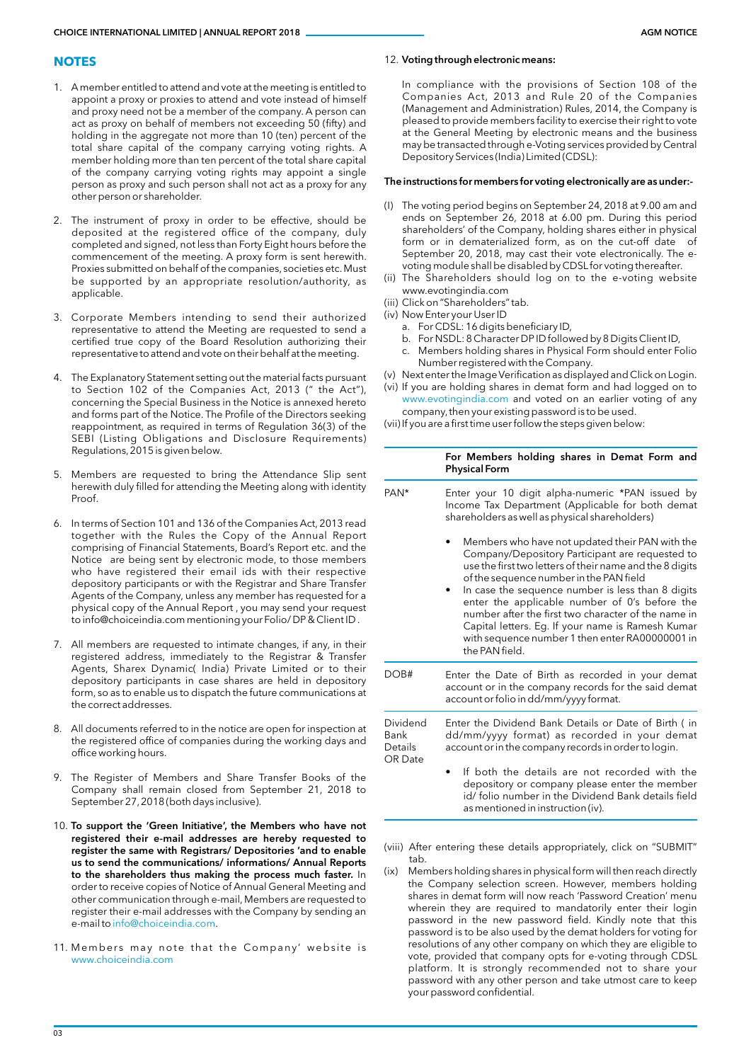## NOTES

1. A member entitled to attend and vote at the meeting is entitled to appoint a proxy or proxies to attend and vote instead of himself and proxy need not be a member of the company. A person can act as proxy on behalf of members not exceeding 50 (fifty) and holding in the aggregate not more than 10 (ten) percent of the total share capital of the company carrying voting rights. A member holding more than ten percent of the total share capital of the company carrying voting rights may appoint a single person as proxy and such person shall not act as a proxy for any other person or shareholder.

2. The instrument of proxy in order to be effective, should be deposited at the registered office of the company, duly completed and signed, not less than Forty Eight hours before the commencement of the meeting. A proxy form is sent herewith. Proxies submitted on behalf of the companies, societies etc. Must be supported by an appropriate resolution/authority, as applicable.

3. Corporate Members intending to send their authorized representative to attend the Meeting are requested to send a certified true copy of the Board Resolution authorizing their representative to attend and vote on their behalf at the meeting.

4. The Explanatory Statement setting out the material facts pursuant to Section 102 of the Companies Act, 2013 (" the Act"), concerning the Special Business in the Notice is annexed hereto and forms part of the Notice. The Profile of the Directors seeking reappointment, as required in terms of Regulation 36(3) of the SEBI (Listing Obligations and Disclosure Requirements) Regulations, 2015 is given below.

5. Members are requested to bring the Attendance Slip sent herewith duly filled for attending the Meeting along with identity Proof.

6. In terms of Section 101 and 136 of the Companies Act, 2013 read together with the Rules the Copy of the Annual Report comprising of Financial Statements, Board's Report etc. and the Notice are being sent by electronic mode, to those members who have registered their email ids with their respective depository participants or with the Registrar and Share Transfer Agents of the Company, unless any member has requested for a physical copy of the Annual Report , you may send your request to info@choiceindia.com mentioning your Folio/ DP & Client ID .

7. All members are requested to intimate changes, if any, in their registered address, immediately to the Registrar & Transfer Agents, Sharex Dynamic( India) Private Limited or to their depository participants in case shares are held in depository form, so as to enable us to dispatch the future communications at the correct addresses.

8. All documents referred to in the notice are open for inspection at the registered office of companies during the working days and office working hours.

9. The Register of Members and Share Transfer Books of the Company shall remain closed from September 21, 2018 to September 27, 2018 (both days inclusive).

10. **To support the 'Green Initiative', the Members who have not registered their e-mail addresses are hereby requested to register the same with Registrars/ Depositories 'and to enable us to send the communications/ informations/ Annual Reports to the shareholders thus making the process much faster.** In order to receive copies of Notice of Annual General Meeting and other communication through e-mail, Members are requested to register their e-mail addresses with the Company by sending an e-mail to info@choiceindia.com.

11. Members may note that the Company' website is www.choiceindia.com

12. **Voting through electronic means:**

    In compliance with the provisions of Section 108 of the Companies Act, 2013 and Rule 20 of the Companies (Management and Administration) Rules, 2014, the Company is pleased to provide members facility to exercise their right to vote at the General Meeting by electronic means and the business may be transacted through e-Voting services provided by Central Depository Services (India) Limited (CDSL):

**The instructions for members for voting electronically are as under:-**

(I) The voting period begins on September 24, 2018 at 9.00 am and ends on September 26, 2018 at 6.00 pm. During this period shareholders' of the Company, holding shares either in physical form or in dematerialized form, as on the cut-off date of September 20, 2018, may cast their vote electronically. The e-voting module shall be disabled by CDSL for voting thereafter.

(ii) The Shareholders should log on to the e-voting website www.evotingindia.com

(iii) Click on "Shareholders" tab.

(iv) Now Enter your User ID
   a. For CDSL: 16 digits beneficiary ID,
   b. For NSDL: 8 Character DP ID followed by 8 Digits Client ID,
   c. Members holding shares in Physical Form should enter Folio Number registered with the Company.

(v) Next enter the Image Verification as displayed and Click on Login.

(vi) If you are holding shares in demat form and had logged on to www.evotingindia.com and voted on an earlier voting of any company, then your existing password is to be used.

(vii) If you are a first time user follow the steps given below:

| | For Members holding shares in Demat Form and Physical Form |
|---|---|
| PAN* | Enter your 10 digit alpha-numeric *PAN issued by Income Tax Department (Applicable for both demat shareholders as well as physical shareholders)<br>• Members who have not updated their PAN with the Company/Depository Participant are requested to use the first two letters of their name and the 8 digits of the sequence number in the PAN field<br>• In case the sequence number is less than 8 digits enter the applicable number of 0's before the number after the first two character of the name in Capital letters. Eg. If your name is Ramesh Kumar with sequence number 1 then enter RA00000001 in the PAN field. |
| DOB# | Enter the Date of Birth as recorded in your demat account or in the company records for the said demat account or folio in dd/mm/yyyy format. |
| Dividend Bank Details OR Date | Enter the Dividend Bank Details or Date of Birth ( in dd/mm/yyyy format) as recorded in your demat account or in the company records in order to login.<br>• If both the details are not recorded with the depository or company please enter the member id/ folio number in the Dividend Bank details field as mentioned in instruction (iv). |

(viii) After entering these details appropriately, click on "SUBMIT" tab.

(ix) Members holding shares in physical form will then reach directly the Company selection screen. However, members holding shares in demat form will now reach 'Password Creation' menu wherein they are required to mandatorily enter their login password in the new password field. Kindly note that this password is to be also used by the demat holders for voting for resolutions of any other company on which they are eligible to vote, provided that company opts for e-voting through CDSL platform. It is strongly recommended not to share your password with any other person and take utmost care to keep your password confidential.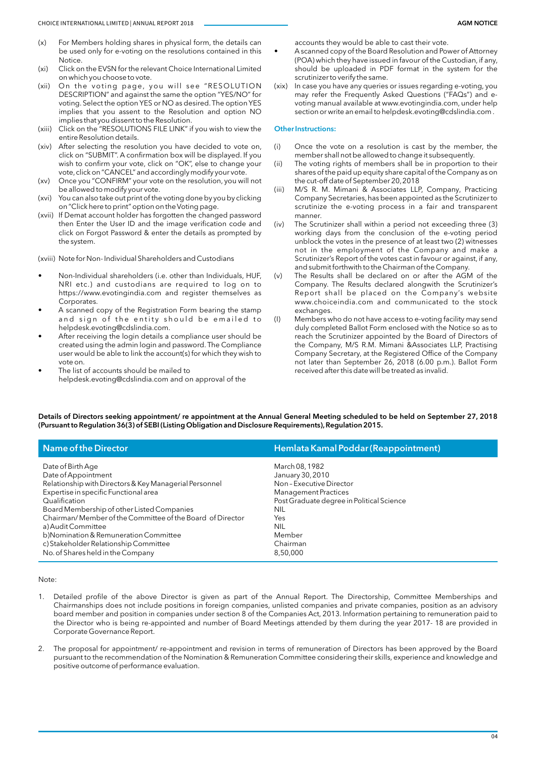(x) For Members holding shares in physical form, the details can be used only for e-voting on the resolutions contained in this Notice.

(xi) Click on the EVSN for the relevant Choice International Limited on which you choose to vote.

(xii) On the voting page, you will see "RESOLUTION DESCRIPTION" and against the same the option "YES/NO" for voting. Select the option YES or NO as desired. The option YES implies that you assent to the Resolution and option NO implies that you dissent to the Resolution.

(xiii) Click on the "RESOLUTIONS FILE LINK" if you wish to view the entire Resolution details.

(xiv) After selecting the resolution you have decided to vote on, click on "SUBMIT". A confirmation box will be displayed. If you wish to confirm your vote, click on "OK", else to change your vote, click on "CANCEL" and accordingly modify your vote.

(xv) Once you "CONFIRM" your vote on the resolution, you will not be allowed to modify your vote.

(xvi) You can also take out print of the voting done by you by clicking on "Click here to print" option on the Voting page.

(xvii) If Demat account holder has forgotten the changed password then Enter the User ID and the image verification code and click on Forgot Password & enter the details as prompted by the system.

(xviii) Note for Non- Individual Shareholders and Custodians

- Non-Individual shareholders (i.e. other than Individuals, HUF, NRI etc.) and custodians are required to log on to https://www.evotingindia.com and register themselves as Corporates.
- A scanned copy of the Registration Form bearing the stamp and sign of the entity should be emailed to helpdesk.evoting@cdslindia.com.
- After receiving the login details a compliance user should be created using the admin login and password. The Compliance user would be able to link the account(s) for which they wish to vote on.
- The list of accounts should be mailed to helpdesk.evoting@cdslindia.com and on approval of the accounts they would be able to cast their vote.
- A scanned copy of the Board Resolution and Power of Attorney (POA) which they have issued in favour of the Custodian, if any, should be uploaded in PDF format in the system for the scrutinizer to verify the same.

(xix) In case you have any queries or issues regarding e-voting, you may refer the Frequently Asked Questions ("FAQs") and e-voting manual available at www.evotingindia.com, under help section or write an email to helpdesk.evoting@cdslindia.com .

### Other Instructions:

(i) Once the vote on a resolution is cast by the member, the member shall not be allowed to change it subsequently.

(ii) The voting rights of members shall be in proportion to their shares of the paid up equity share capital of the Company as on the cut-off date of September 20, 2018

(iii) M/S R. M. Mimani & Associates LLP, Company, Practicing Company Secretaries, has been appointed as the Scrutinizer to scrutinize the e-voting process in a fair and transparent manner.

(iv) The Scrutinizer shall within a period not exceeding three (3) working days from the conclusion of the e-voting period unblock the votes in the presence of at least two (2) witnesses not in the employment of the Company and make a Scrutinizer's Report of the votes cast in favour or against, if any, and submit forthwith to the Chairman of the Company.

(v) The Results shall be declared on or after the AGM of the Company. The Results declared alongwith the Scrutinizer's Report shall be placed on the Company's website www.choiceindia.com and communicated to the stock exchanges.

(I) Members who do not have access to e-voting facility may send duly completed Ballot Form enclosed with the Notice so as to reach the Scrutinizer appointed by the Board of Directors of the Company, M/S R.M. Mimani &Associates LLP, Practising Company Secretary, at the Registered Office of the Company not later than September 26, 2018 (6.00 p.m.). Ballot Form received after this date will be treated as invalid.

**Details of Directors seeking appointment/ re appointment at the Annual General Meeting scheduled to be held on September 27, 2018 (Pursuant to Regulation 36(3) of SEBI (Listing Obligation and Disclosure Requirements), Regulation 2015.**

| Name of the Director | Hemlata Kamal Poddar (Reappointment) |
|---|---|
| Date of Birth Age | March 08, 1982 |
| Date of Appointment | January 30, 2010 |
| Relationship with Directors & Key Managerial Personnel | Non – Executive Director |
| Expertise in specific Functional area | Management Practices |
| Qualification | Post Graduate degree in Political Science |
| Board Membership of other Listed Companies | NIL |
| Chairman/ Member of the Committee of the Board of Director | Yes |
| a) Audit Committee | NIL |
| b) Nomination & Remuneration Committee | Member |
| c) Stakeholder Relationship Committee | Chairman |
| No. of Shares held in the Company | 8,50,000 |

Note:

1. Detailed profile of the above Director is given as part of the Annual Report. The Directorship, Committee Memberships and Chairmanships does not include positions in foreign companies, unlisted companies and private companies, position as an advisory board member and position in companies under section 8 of the Companies Act, 2013. Information pertaining to remuneration paid to the Director who is being re-appointed and number of Board Meetings attended by them during the year 2017- 18 are provided in Corporate Governance Report.

2. The proposal for appointment/ re-appointment and revision in terms of remuneration of Directors has been approved by the Board pursuant to the recommendation of the Nomination & Remuneration Committee considering their skills, experience and knowledge and positive outcome of performance evaluation.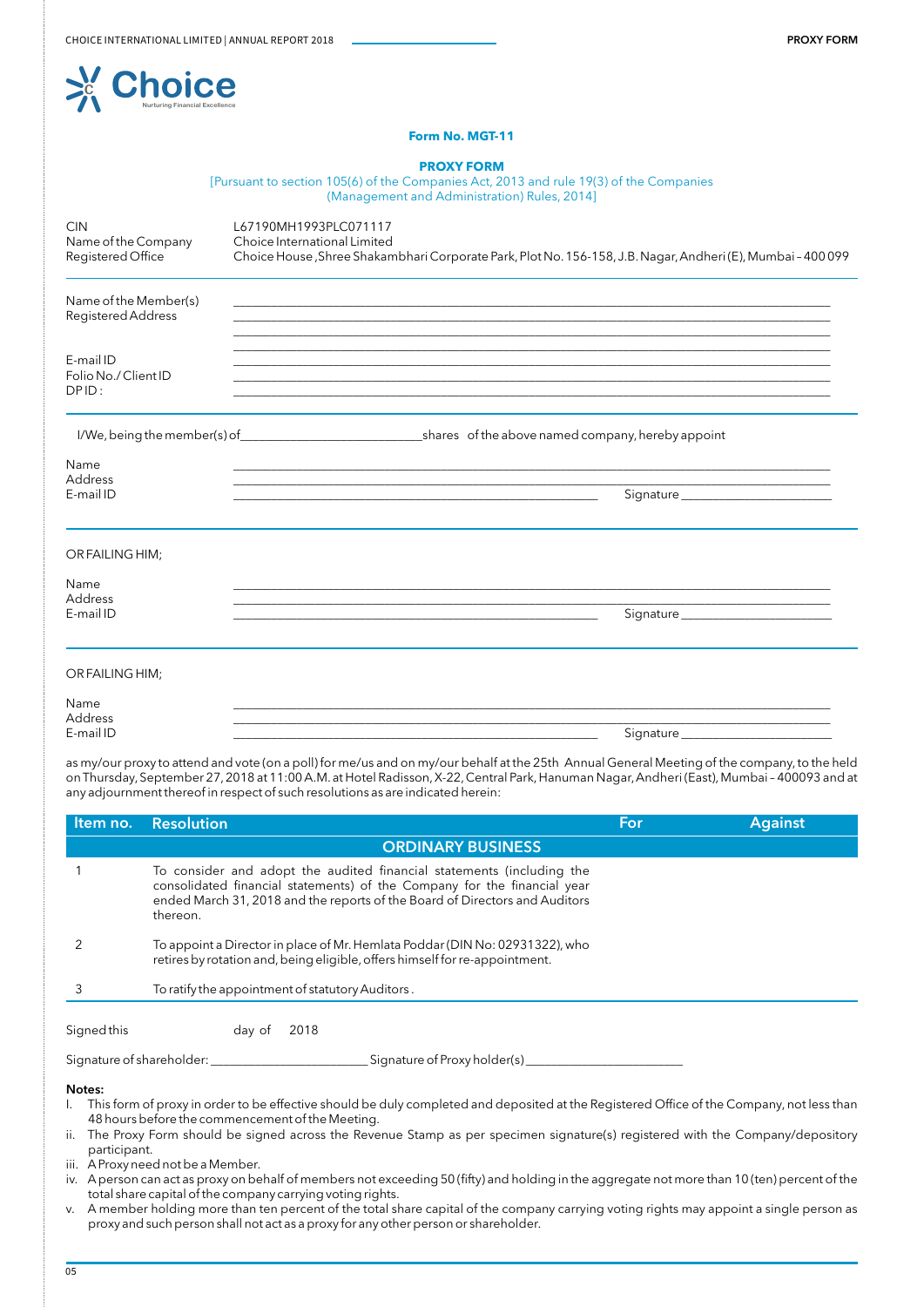Choice
Nurturing Financial Excellence

# Form No. MGT-11

## PROXY FORM

[Pursuant to section 105(6) of the Companies Act, 2013 and rule 19(3) of the Companies (Management and Administration) Rules, 2014]

| | |
|---|---|
| CIN | L67190MH1993PLC071117 |
| Name of the Company | Choice International Limited |
| Registered Office | Choice House ,Shree Shakambhari Corporate Park, Plot No. 156-158, J.B. Nagar, Andheri (E), Mumbai – 400 099 |

Name of the Member(s) ______________________________

Registered Address ______________________________

E-mail ID ______________________________

Folio No./ Client ID ______________________________

DP ID : ______________________________

I/We, being the member(s) of ____________________ shares of the above named company, hereby appoint

Name ______________________________

Address ______________________________

E-mail ID ______________________________ Signature ____________________

OR FAILING HIM;

Name ______________________________

Address ______________________________

E-mail ID ______________________________ Signature ____________________

OR FAILING HIM;

Name ______________________________

Address ______________________________

E-mail ID ______________________________ Signature ____________________

as my/our proxy to attend and vote (on a poll) for me/us and on my/our behalf at the 25th Annual General Meeting of the company, to the held on Thursday, September 27, 2018 at 11:00 A.M. at Hotel Radisson, X-22, Central Park, Hanuman Nagar, Andheri (East), Mumbai – 400093 and at any adjournment thereof in respect of such resolutions as are indicated herein:

| Item no. | Resolution | For | Against |
|---|---|---|---|
| | **ORDINARY BUSINESS** | | |
| 1 | To consider and adopt the audited financial statements (including the consolidated financial statements) of the Company for the financial year ended March 31, 2018 and the reports of the Board of Directors and Auditors thereon. | | |
| 2 | To appoint a Director in place of Mr. Hemlata Poddar (DIN No: 02931322), who retires by rotation and, being eligible, offers himself for re-appointment. | | |
| 3 | To ratify the appointment of statutory Auditors . | | |

Signed this ______ day of ______ 2018

Signature of shareholder: ____________________ Signature of Proxy holder(s) ____________________

**Notes:**

i. This form of proxy in order to be effective should be duly completed and deposited at the Registered Office of the Company, not less than 48 hours before the commencement of the Meeting.

ii. The Proxy Form should be signed across the Revenue Stamp as per specimen signature(s) registered with the Company/depository participant.

iii. A Proxy need not be a Member.

iv. A person can act as proxy on behalf of members not exceeding 50 (fifty) and holding in the aggregate not more than 10 (ten) percent of the total share capital of the company carrying voting rights.

v. A member holding more than ten percent of the total share capital of the company carrying voting rights may appoint a single person as proxy and such person shall not act as a proxy for any other person or shareholder.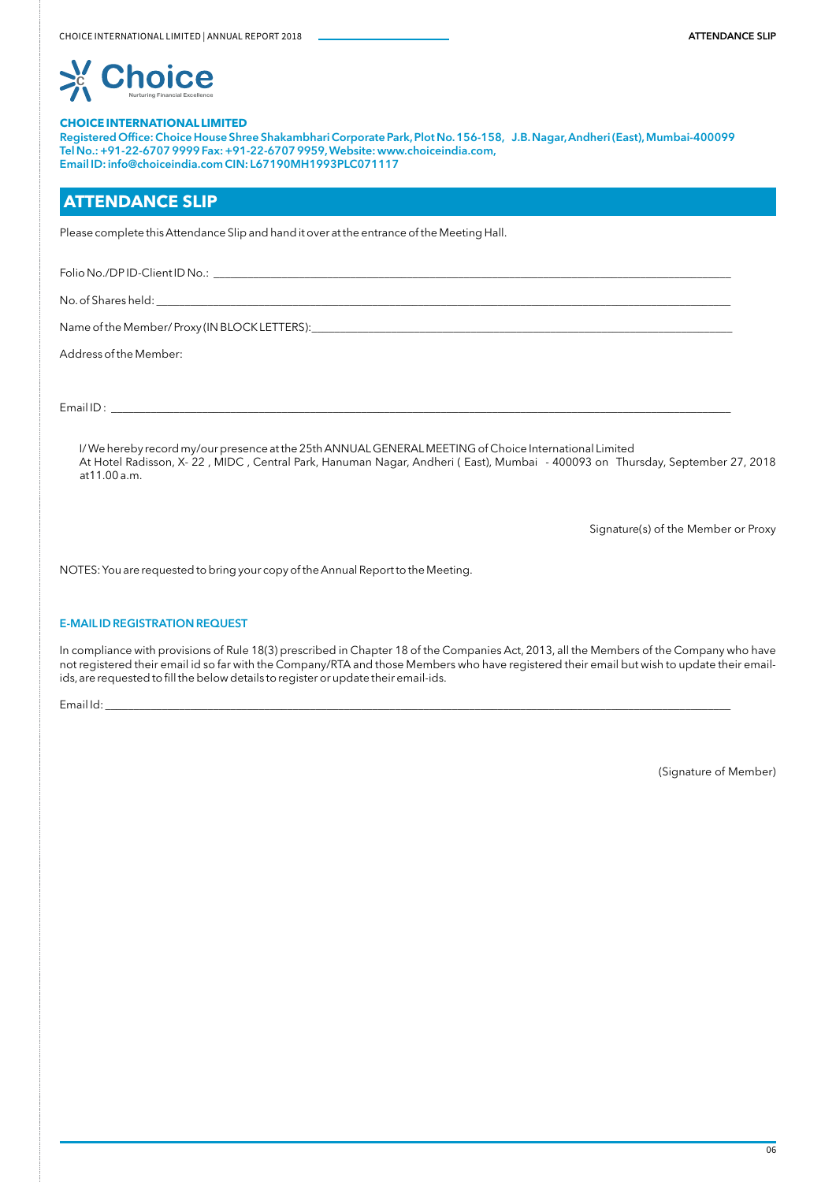**CHOICE INTERNATIONAL LIMITED**
Registered Office: Choice House Shree Shakambhari Corporate Park, Plot No. 156-158, J.B. Nagar, Andheri (East), Mumbai-400099
Tel No.: +91-22-6707 9999 Fax: +91-22-6707 9959, Website: www.choiceindia.com,
Email ID: info@choiceindia.com CIN: L67190MH1993PLC071117

## ATTENDANCE SLIP

Please complete this Attendance Slip and hand it over at the entrance of the Meeting Hall.

Folio No./DP ID-Client ID No.: ____________________________________________

No. of Shares held: ____________________________________________

Name of the Member/ Proxy (IN BLOCK LETTERS): ____________________________________________

Address of the Member:

Email ID : ____________________________________________

I/ We hereby record my/our presence at the 25th ANNUAL GENERAL MEETING of Choice International Limited
At Hotel Radisson, X- 22 , MIDC , Central Park, Hanuman Nagar, Andheri ( East), Mumbai - 400093 on Thursday, September 27, 2018 at11.00 a.m.

Signature(s) of the Member or Proxy

NOTES: You are requested to bring your copy of the Annual Report to the Meeting.

### E-MAIL ID REGISTRATION REQUEST

In compliance with provisions of Rule 18(3) prescribed in Chapter 18 of the Companies Act, 2013, all the Members of the Company who have not registered their email id so far with the Company/RTA and those Members who have registered their email but wish to update their email-ids, are requested to fill the below details to register or update their email-ids.

Email Id: ____________________________________________

(Signature of Member)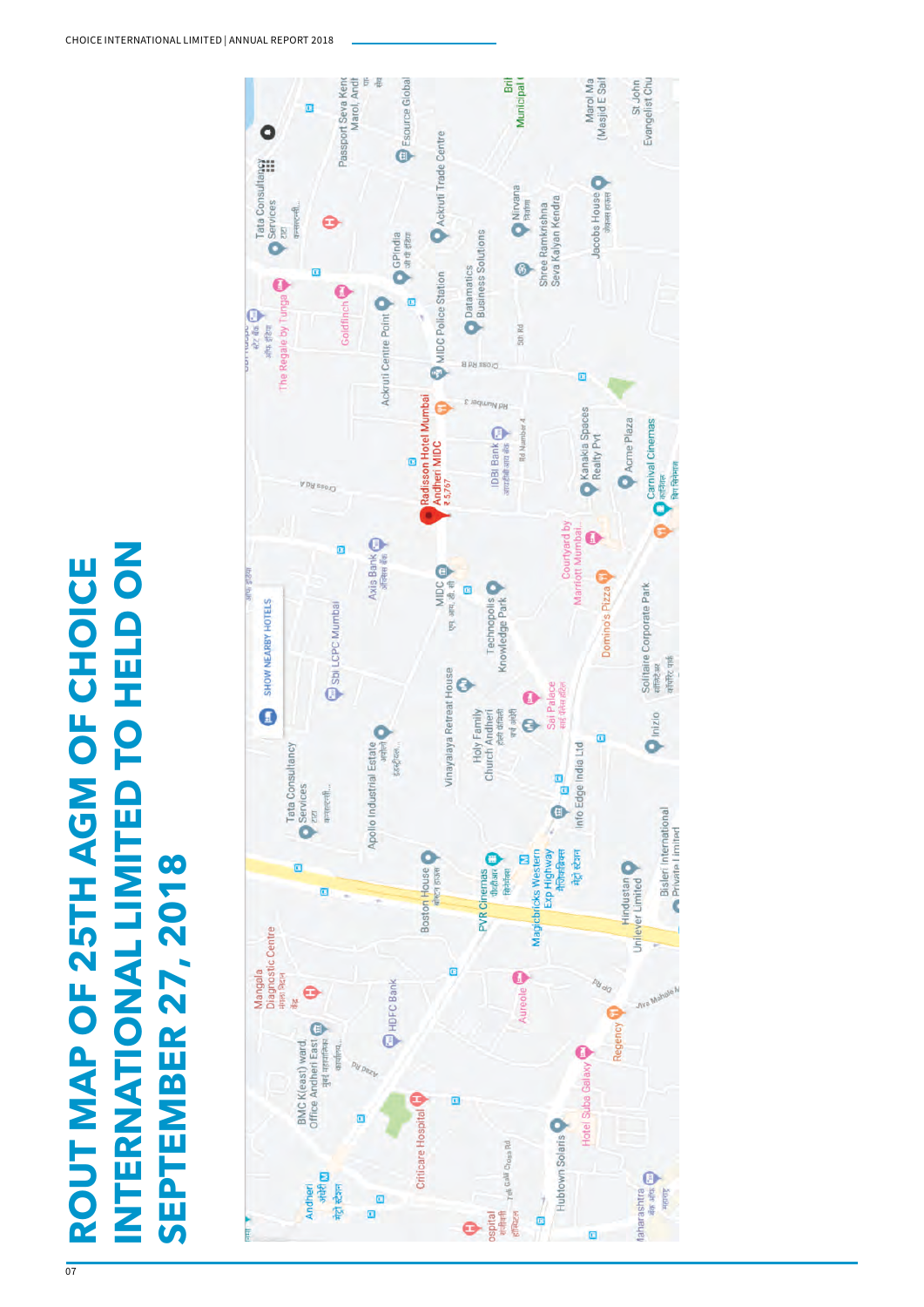# ROUT MAP OF 25TH AGM OF CHOICE INTERNATIONAL LIMITED TO HELD ON SEPTEMBER 27, 2018

SHOW NEARBY HOTELS

Radisson Hotel Mumbai Andheri MIDC

₹ 5,767

Tata Consultancy Services

The Regale by Tunga

Goldfinch

Passport Seva Kendra Marol, Andheri

Esource Global

GPIndia

Ackruti Trade Centre

Ackruti Centre Point

MIDC Police Station

Datamatics Business Solutions

Nirvana

Shree Ramkrishna Seva Kalyan Kendra

Jacobs House

Marol Masjid E Saif

St John Evangelist Church

Municipal

IDBI Bank

Kanakia Spaces Realty Pvt

Acme Plaza

Carnival Cinemas

Axis Bank

MIDC

Technopolis Knowledge Park

Courtyard by Marriott Mumbai

Domino's Pizza

Solitaire Corporate Park

Sbi LCPC Mumbai

Apollo Industrial Estate

Vinayalaya Retreat House

Holy Family Church Andheri

Sai Palace

Inizio

Info Edge India Ltd

Boston House

PVR Cinemas

Magicbricks Western Exp Highway

Hindustan Unilever Limited

Bisleri International Private Limited

Mangala Diagnostic Centre

BMC K(east) ward Office Andheri East

HDFC Bank

Aureole

Regency

Criticare Hospital

Hotel Suba Galaxy

Hubtown Solaris

Andheri

Maharashtra

Cross Rd A

Cross Rd B

Rd Number 3

Rd Number 4

Toll Gali Cross Rd